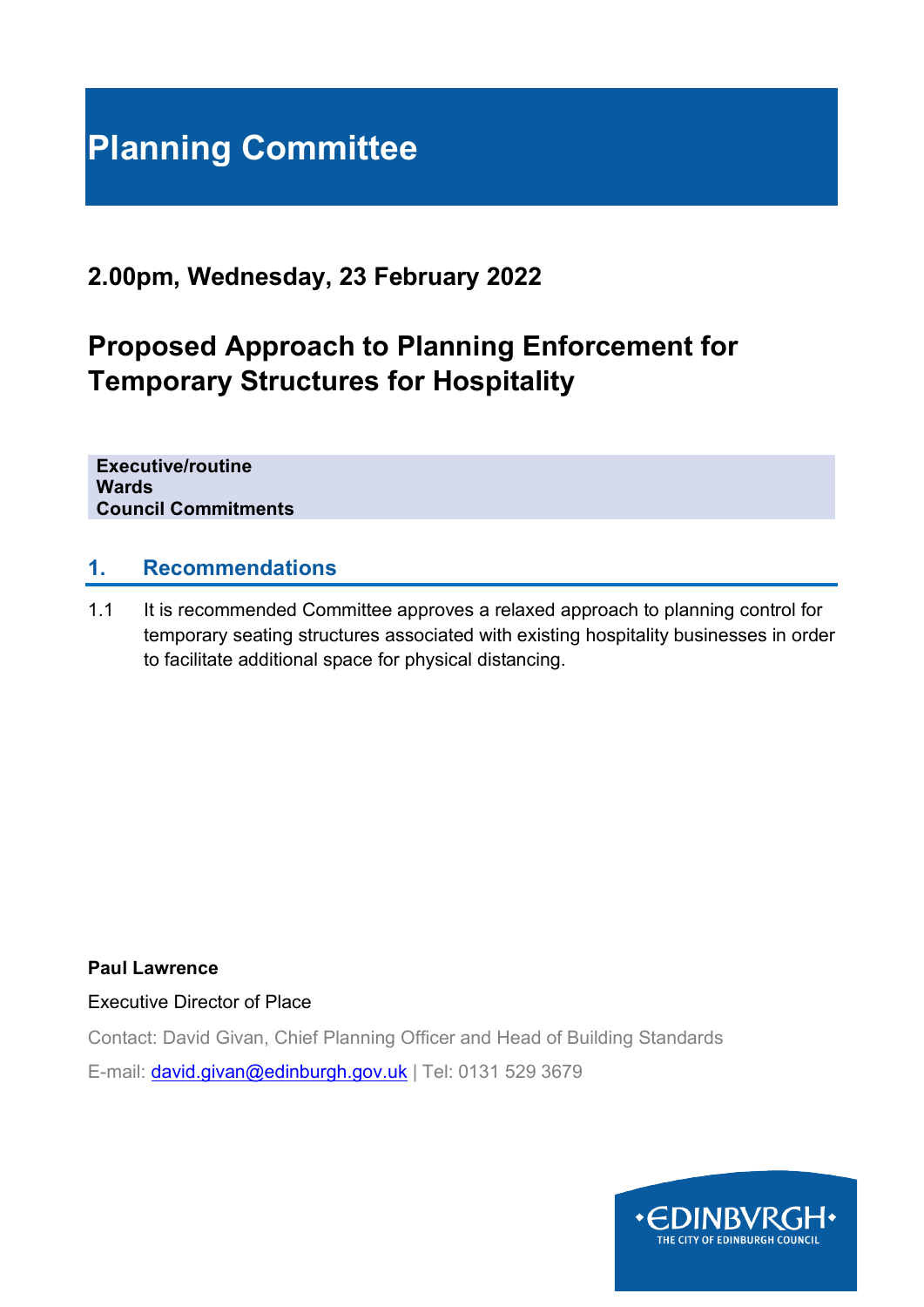# Planning Committee

## 2.00pm, Wednesday, 23 February 2022

## Proposed Approach to Planning Enforcement for Temporary Structures for Hospitality

**Executive/routine**
**Wards**
**Council Commitments**

### 1. Recommendations

1.1 It is recommended Committee approves a relaxed approach to planning control for temporary seating structures associated with existing hospitality businesses in order to facilitate additional space for physical distancing.

**Paul Lawrence**

Executive Director of Place

Contact: David Givan, Chief Planning Officer and Head of Building Standards

E-mail: david.givan@edinburgh.gov.uk | Tel: 0131 529 3679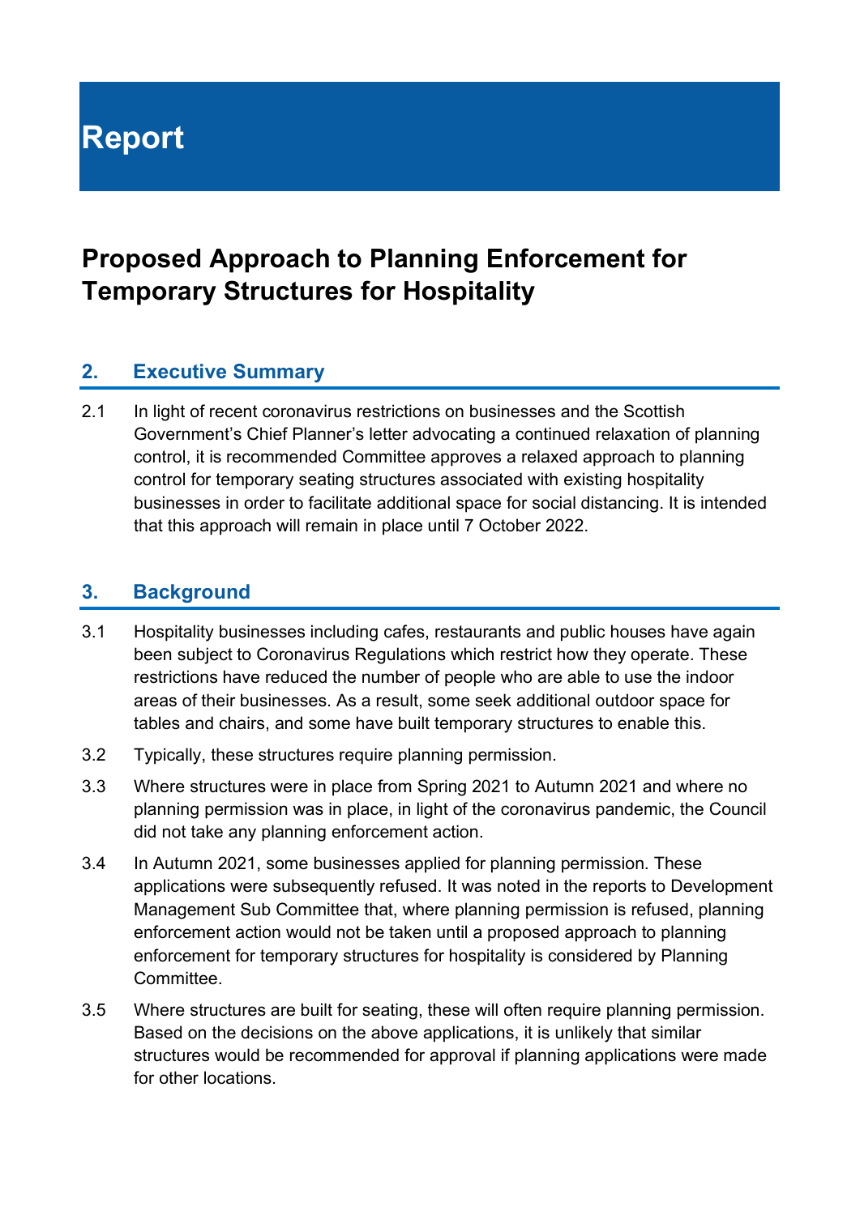# Report

## Proposed Approach to Planning Enforcement for Temporary Structures for Hospitality

### 2. Executive Summary

2.1 In light of recent coronavirus restrictions on businesses and the Scottish Government's Chief Planner's letter advocating a continued relaxation of planning control, it is recommended Committee approves a relaxed approach to planning control for temporary seating structures associated with existing hospitality businesses in order to facilitate additional space for social distancing. It is intended that this approach will remain in place until 7 October 2022.

### 3. Background

3.1 Hospitality businesses including cafes, restaurants and public houses have again been subject to Coronavirus Regulations which restrict how they operate. These restrictions have reduced the number of people who are able to use the indoor areas of their businesses. As a result, some seek additional outdoor space for tables and chairs, and some have built temporary structures to enable this.

3.2 Typically, these structures require planning permission.

3.3 Where structures were in place from Spring 2021 to Autumn 2021 and where no planning permission was in place, in light of the coronavirus pandemic, the Council did not take any planning enforcement action.

3.4 In Autumn 2021, some businesses applied for planning permission. These applications were subsequently refused. It was noted in the reports to Development Management Sub Committee that, where planning permission is refused, planning enforcement action would not be taken until a proposed approach to planning enforcement for temporary structures for hospitality is considered by Planning Committee.

3.5 Where structures are built for seating, these will often require planning permission. Based on the decisions on the above applications, it is unlikely that similar structures would be recommended for approval if planning applications were made for other locations.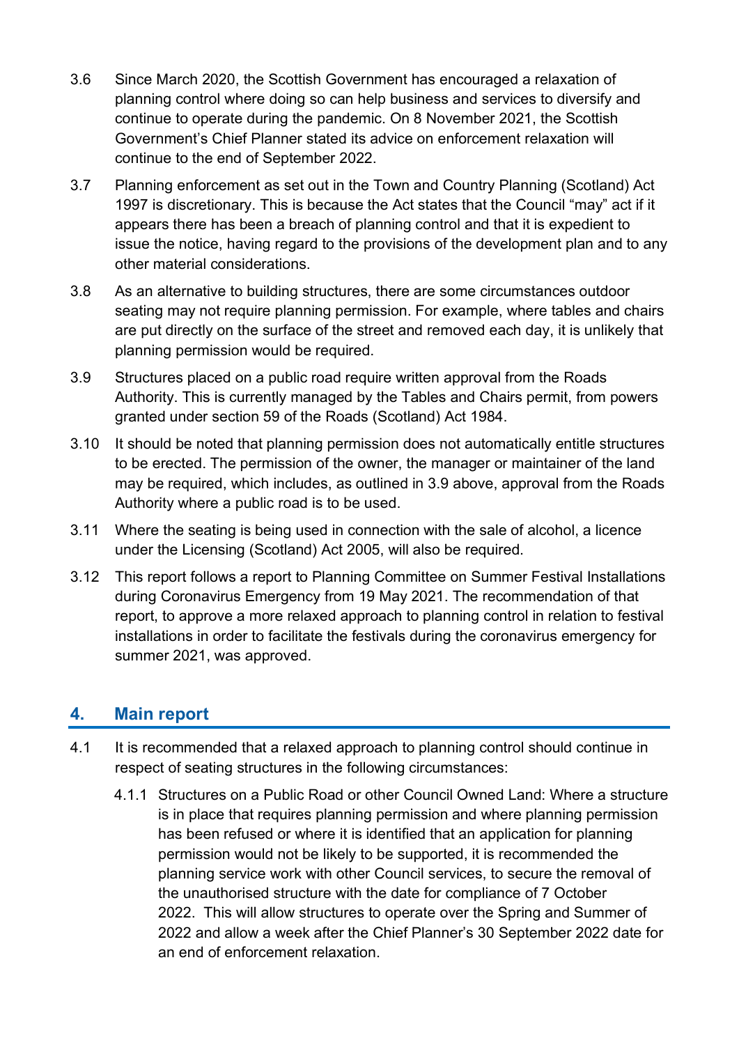3.6 Since March 2020, the Scottish Government has encouraged a relaxation of planning control where doing so can help business and services to diversify and continue to operate during the pandemic. On 8 November 2021, the Scottish Government's Chief Planner stated its advice on enforcement relaxation will continue to the end of September 2022.

3.7 Planning enforcement as set out in the Town and Country Planning (Scotland) Act 1997 is discretionary. This is because the Act states that the Council "may" act if it appears there has been a breach of planning control and that it is expedient to issue the notice, having regard to the provisions of the development plan and to any other material considerations.

3.8 As an alternative to building structures, there are some circumstances outdoor seating may not require planning permission. For example, where tables and chairs are put directly on the surface of the street and removed each day, it is unlikely that planning permission would be required.

3.9 Structures placed on a public road require written approval from the Roads Authority. This is currently managed by the Tables and Chairs permit, from powers granted under section 59 of the Roads (Scotland) Act 1984.

3.10 It should be noted that planning permission does not automatically entitle structures to be erected. The permission of the owner, the manager or maintainer of the land may be required, which includes, as outlined in 3.9 above, approval from the Roads Authority where a public road is to be used.

3.11 Where the seating is being used in connection with the sale of alcohol, a licence under the Licensing (Scotland) Act 2005, will also be required.

3.12 This report follows a report to Planning Committee on Summer Festival Installations during Coronavirus Emergency from 19 May 2021. The recommendation of that report, to approve a more relaxed approach to planning control in relation to festival installations in order to facilitate the festivals during the coronavirus emergency for summer 2021, was approved.

## 4. Main report

4.1 It is recommended that a relaxed approach to planning control should continue in respect of seating structures in the following circumstances:

4.1.1 Structures on a Public Road or other Council Owned Land: Where a structure is in place that requires planning permission and where planning permission has been refused or where it is identified that an application for planning permission would not be likely to be supported, it is recommended the planning service work with other Council services, to secure the removal of the unauthorised structure with the date for compliance of 7 October 2022. This will allow structures to operate over the Spring and Summer of 2022 and allow a week after the Chief Planner's 30 September 2022 date for an end of enforcement relaxation.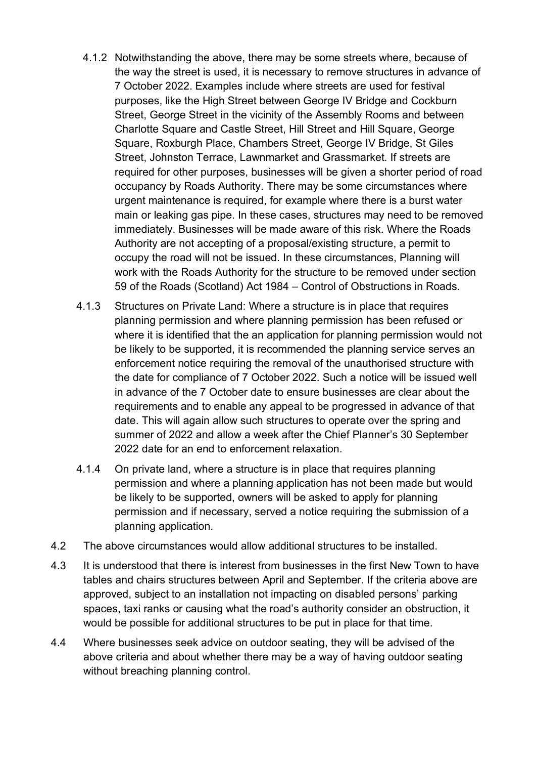4.1.2 Notwithstanding the above, there may be some streets where, because of the way the street is used, it is necessary to remove structures in advance of 7 October 2022. Examples include where streets are used for festival purposes, like the High Street between George IV Bridge and Cockburn Street, George Street in the vicinity of the Assembly Rooms and between Charlotte Square and Castle Street, Hill Street and Hill Square, George Square, Roxburgh Place, Chambers Street, George IV Bridge, St Giles Street, Johnston Terrace, Lawnmarket and Grassmarket. If streets are required for other purposes, businesses will be given a shorter period of road occupancy by Roads Authority. There may be some circumstances where urgent maintenance is required, for example where there is a burst water main or leaking gas pipe. In these cases, structures may need to be removed immediately. Businesses will be made aware of this risk. Where the Roads Authority are not accepting of a proposal/existing structure, a permit to occupy the road will not be issued. In these circumstances, Planning will work with the Roads Authority for the structure to be removed under section 59 of the Roads (Scotland) Act 1984 – Control of Obstructions in Roads.

4.1.3 Structures on Private Land: Where a structure is in place that requires planning permission and where planning permission has been refused or where it is identified that the an application for planning permission would not be likely to be supported, it is recommended the planning service serves an enforcement notice requiring the removal of the unauthorised structure with the date for compliance of 7 October 2022. Such a notice will be issued well in advance of the 7 October date to ensure businesses are clear about the requirements and to enable any appeal to be progressed in advance of that date. This will again allow such structures to operate over the spring and summer of 2022 and allow a week after the Chief Planner's 30 September 2022 date for an end to enforcement relaxation.

4.1.4 On private land, where a structure is in place that requires planning permission and where a planning application has not been made but would be likely to be supported, owners will be asked to apply for planning permission and if necessary, served a notice requiring the submission of a planning application.

4.2 The above circumstances would allow additional structures to be installed.

4.3 It is understood that there is interest from businesses in the first New Town to have tables and chairs structures between April and September. If the criteria above are approved, subject to an installation not impacting on disabled persons' parking spaces, taxi ranks or causing what the road's authority consider an obstruction, it would be possible for additional structures to be put in place for that time.

4.4 Where businesses seek advice on outdoor seating, they will be advised of the above criteria and about whether there may be a way of having outdoor seating without breaching planning control.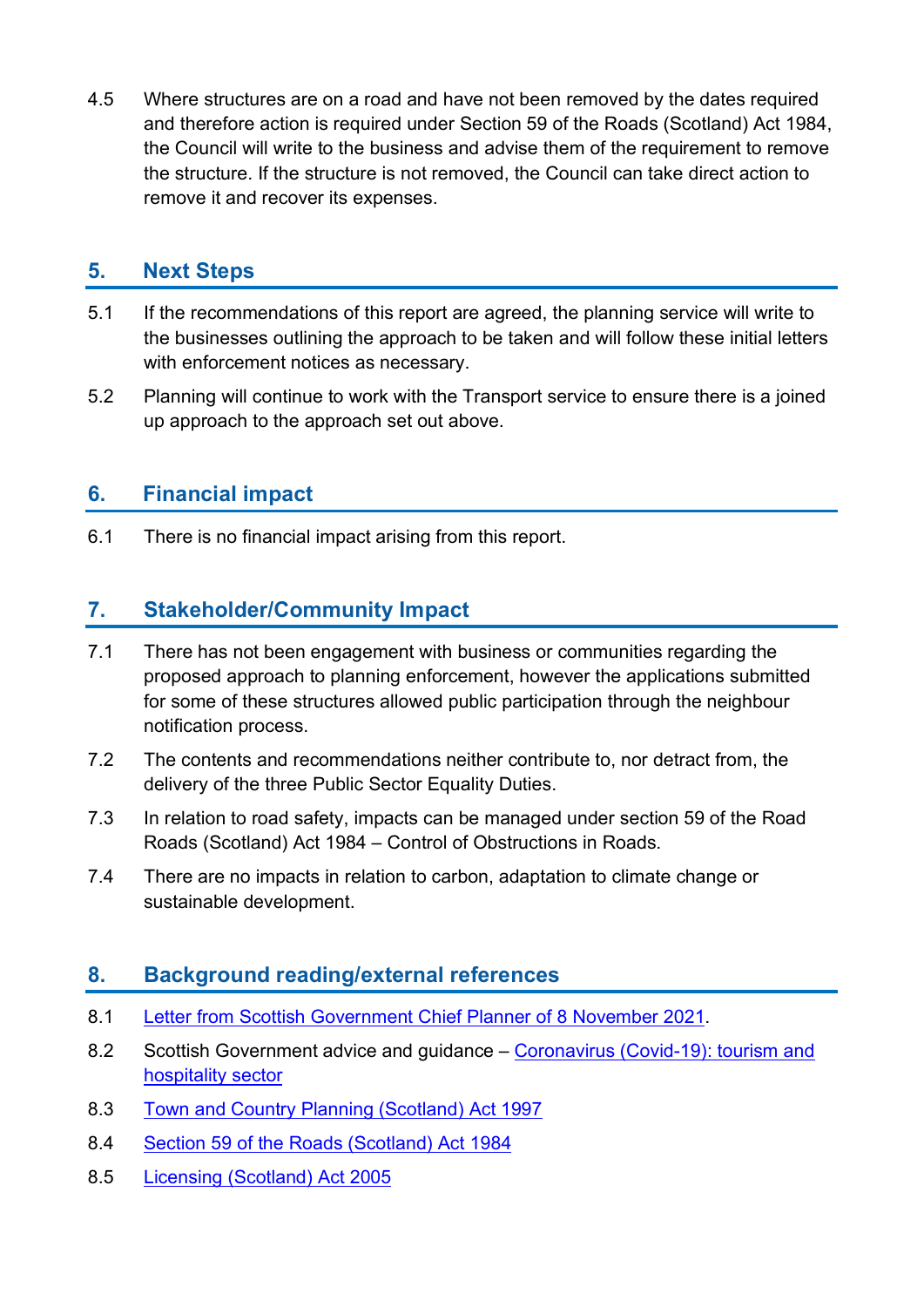4.5 Where structures are on a road and have not been removed by the dates required and therefore action is required under Section 59 of the Roads (Scotland) Act 1984, the Council will write to the business and advise them of the requirement to remove the structure. If the structure is not removed, the Council can take direct action to remove it and recover its expenses.

## 5. Next Steps

5.1 If the recommendations of this report are agreed, the planning service will write to the businesses outlining the approach to be taken and will follow these initial letters with enforcement notices as necessary.

5.2 Planning will continue to work with the Transport service to ensure there is a joined up approach to the approach set out above.

## 6. Financial impact

6.1 There is no financial impact arising from this report.

## 7. Stakeholder/Community Impact

7.1 There has not been engagement with business or communities regarding the proposed approach to planning enforcement, however the applications submitted for some of these structures allowed public participation through the neighbour notification process.

7.2 The contents and recommendations neither contribute to, nor detract from, the delivery of the three Public Sector Equality Duties.

7.3 In relation to road safety, impacts can be managed under section 59 of the Road Roads (Scotland) Act 1984 – Control of Obstructions in Roads.

7.4 There are no impacts in relation to carbon, adaptation to climate change or sustainable development.

## 8. Background reading/external references

8.1 Letter from Scottish Government Chief Planner of 8 November 2021.

8.2 Scottish Government advice and guidance – Coronavirus (Covid-19): tourism and hospitality sector

8.3 Town and Country Planning (Scotland) Act 1997

8.4 Section 59 of the Roads (Scotland) Act 1984

8.5 Licensing (Scotland) Act 2005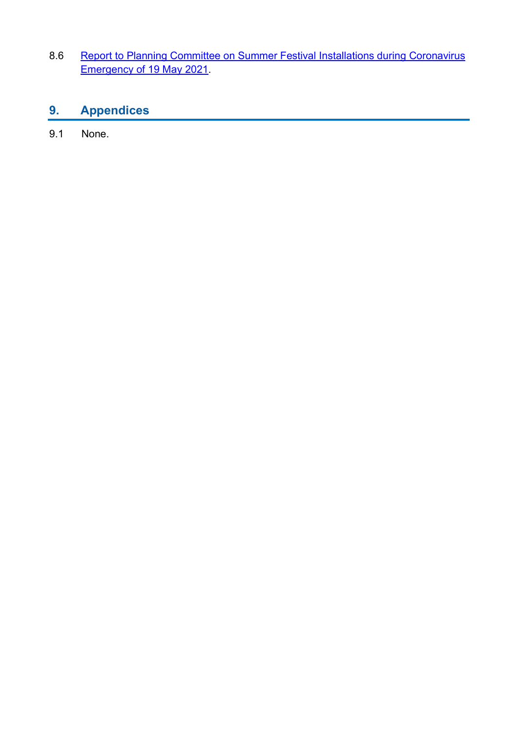8.6 [Report to Planning Committee on Summer Festival Installations during Coronavirus Emergency of 19 May 2021](#).

## 9. Appendices

9.1 None.